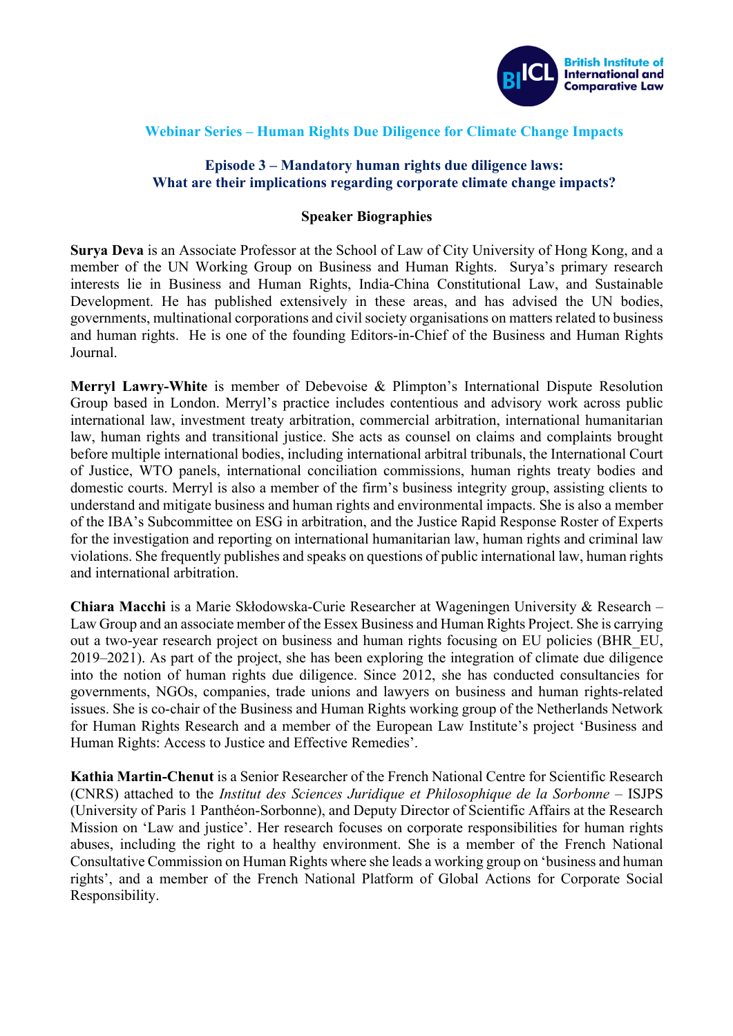British Institute of International and Comparative Law

## Webinar Series – Human Rights Due Diligence for Climate Change Impacts

### Episode 3 – Mandatory human rights due diligence laws: What are their implications regarding corporate climate change impacts?

### Speaker Biographies

**Surya Deva** is an Associate Professor at the School of Law of City University of Hong Kong, and a member of the UN Working Group on Business and Human Rights. Surya's primary research interests lie in Business and Human Rights, India-China Constitutional Law, and Sustainable Development. He has published extensively in these areas, and has advised the UN bodies, governments, multinational corporations and civil society organisations on matters related to business and human rights. He is one of the founding Editors-in-Chief of the Business and Human Rights Journal.

**Merryl Lawry-White** is member of Debevoise & Plimpton's International Dispute Resolution Group based in London. Merryl's practice includes contentious and advisory work across public international law, investment treaty arbitration, commercial arbitration, international humanitarian law, human rights and transitional justice. She acts as counsel on claims and complaints brought before multiple international bodies, including international arbitral tribunals, the International Court of Justice, WTO panels, international conciliation commissions, human rights treaty bodies and domestic courts. Merryl is also a member of the firm's business integrity group, assisting clients to understand and mitigate business and human rights and environmental impacts. She is also a member of the IBA's Subcommittee on ESG in arbitration, and the Justice Rapid Response Roster of Experts for the investigation and reporting on international humanitarian law, human rights and criminal law violations. She frequently publishes and speaks on questions of public international law, human rights and international arbitration.

**Chiara Macchi** is a Marie Skłodowska-Curie Researcher at Wageningen University & Research – Law Group and an associate member of the Essex Business and Human Rights Project. She is carrying out a two-year research project on business and human rights focusing on EU policies (BHR_EU, 2019–2021). As part of the project, she has been exploring the integration of climate due diligence into the notion of human rights due diligence. Since 2012, she has conducted consultancies for governments, NGOs, companies, trade unions and lawyers on business and human rights-related issues. She is co-chair of the Business and Human Rights working group of the Netherlands Network for Human Rights Research and a member of the European Law Institute's project 'Business and Human Rights: Access to Justice and Effective Remedies'.

**Kathia Martin-Chenut** is a Senior Researcher of the French National Centre for Scientific Research (CNRS) attached to the *Institut des Sciences Juridique et Philosophique de la Sorbonne* – ISJPS (University of Paris 1 Panthéon-Sorbonne), and Deputy Director of Scientific Affairs at the Research Mission on 'Law and justice'. Her research focuses on corporate responsibilities for human rights abuses, including the right to a healthy environment. She is a member of the French National Consultative Commission on Human Rights where she leads a working group on 'business and human rights', and a member of the French National Platform of Global Actions for Corporate Social Responsibility.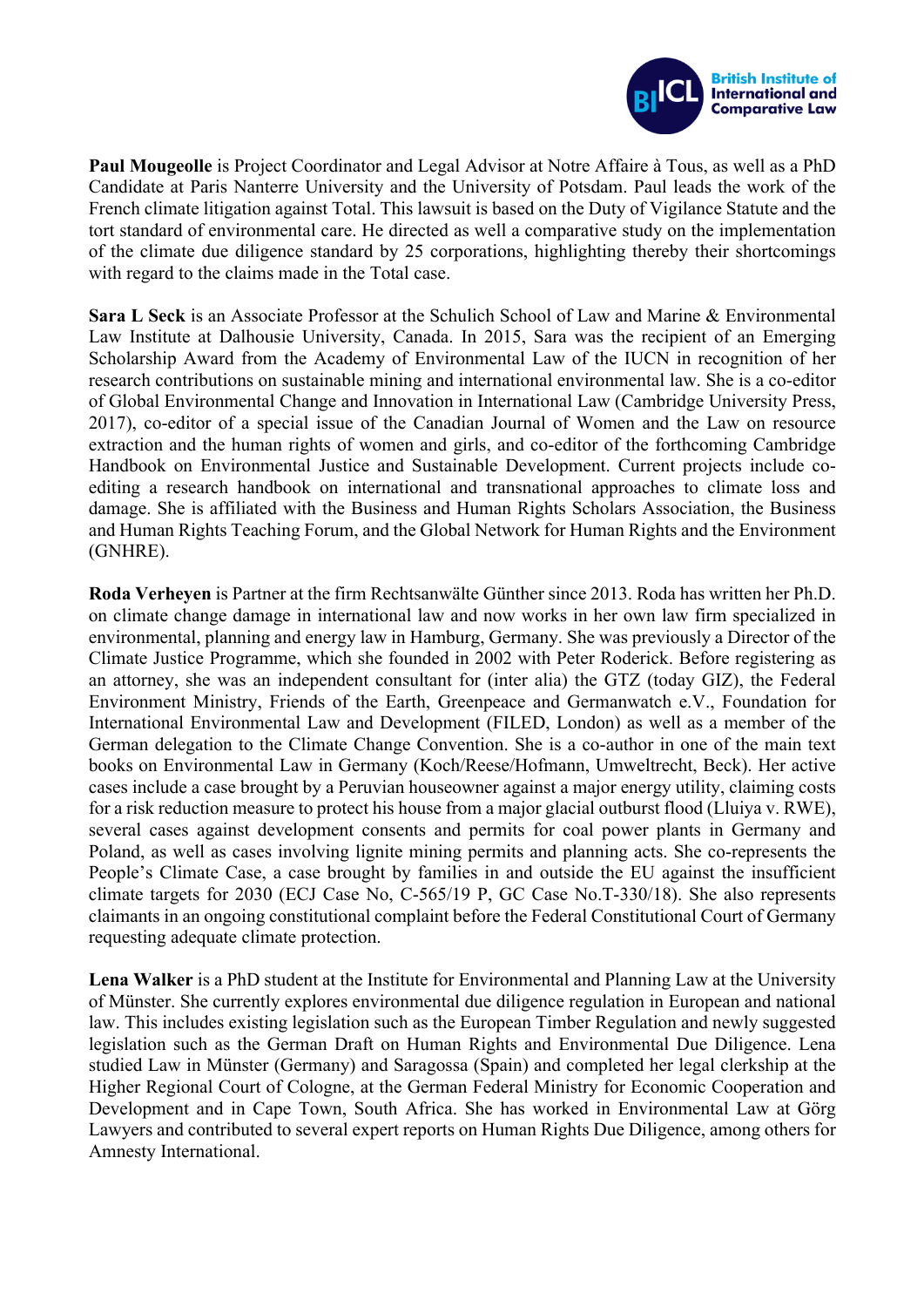**Paul Mougeolle** is Project Coordinator and Legal Advisor at Notre Affaire à Tous, as well as a PhD Candidate at Paris Nanterre University and the University of Potsdam. Paul leads the work of the French climate litigation against Total. This lawsuit is based on the Duty of Vigilance Statute and the tort standard of environmental care. He directed as well a comparative study on the implementation of the climate due diligence standard by 25 corporations, highlighting thereby their shortcomings with regard to the claims made in the Total case.

**Sara L Seck** is an Associate Professor at the Schulich School of Law and Marine & Environmental Law Institute at Dalhousie University, Canada. In 2015, Sara was the recipient of an Emerging Scholarship Award from the Academy of Environmental Law of the IUCN in recognition of her research contributions on sustainable mining and international environmental law. She is a co-editor of Global Environmental Change and Innovation in International Law (Cambridge University Press, 2017), co-editor of a special issue of the Canadian Journal of Women and the Law on resource extraction and the human rights of women and girls, and co-editor of the forthcoming Cambridge Handbook on Environmental Justice and Sustainable Development. Current projects include co-editing a research handbook on international and transnational approaches to climate loss and damage. She is affiliated with the Business and Human Rights Scholars Association, the Business and Human Rights Teaching Forum, and the Global Network for Human Rights and the Environment (GNHRE).

**Roda Verheyen** is Partner at the firm Rechtsanwälte Günther since 2013. Roda has written her Ph.D. on climate change damage in international law and now works in her own law firm specialized in environmental, planning and energy law in Hamburg, Germany. She was previously a Director of the Climate Justice Programme, which she founded in 2002 with Peter Roderick. Before registering as an attorney, she was an independent consultant for (inter alia) the GTZ (today GIZ), the Federal Environment Ministry, Friends of the Earth, Greenpeace and Germanwatch e.V., Foundation for International Environmental Law and Development (FILED, London) as well as a member of the German delegation to the Climate Change Convention. She is a co-author in one of the main text books on Environmental Law in Germany (Koch/Reese/Hofmann, Umweltrecht, Beck). Her active cases include a case brought by a Peruvian houseowner against a major energy utility, claiming costs for a risk reduction measure to protect his house from a major glacial outburst flood (Lluiya v. RWE), several cases against development consents and permits for coal power plants in Germany and Poland, as well as cases involving lignite mining permits and planning acts. She co-represents the People's Climate Case, a case brought by families in and outside the EU against the insufficient climate targets for 2030 (ECJ Case No, C-565/19 P, GC Case No.T-330/18). She also represents claimants in an ongoing constitutional complaint before the Federal Constitutional Court of Germany requesting adequate climate protection.

**Lena Walker** is a PhD student at the Institute for Environmental and Planning Law at the University of Münster. She currently explores environmental due diligence regulation in European and national law. This includes existing legislation such as the European Timber Regulation and newly suggested legislation such as the German Draft on Human Rights and Environmental Due Diligence. Lena studied Law in Münster (Germany) and Saragossa (Spain) and completed her legal clerkship at the Higher Regional Court of Cologne, at the German Federal Ministry for Economic Cooperation and Development and in Cape Town, South Africa. She has worked in Environmental Law at Görg Lawyers and contributed to several expert reports on Human Rights Due Diligence, among others for Amnesty International.